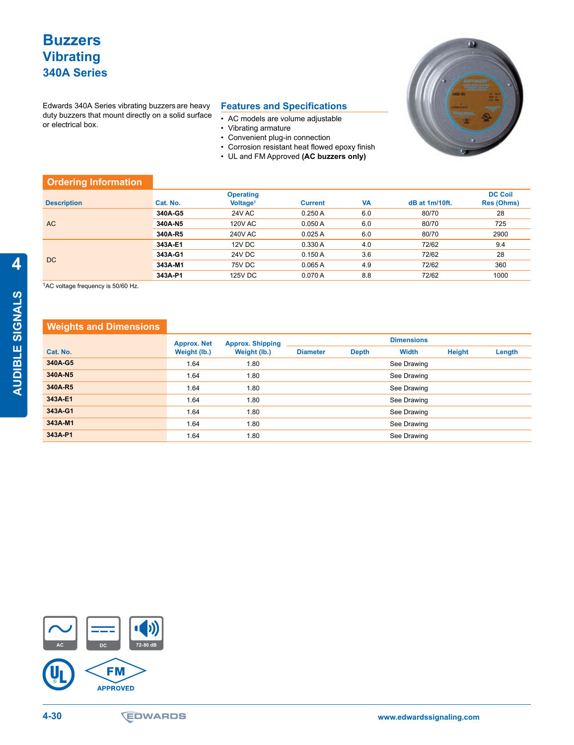# Buzzers

## Vibrating

### 340A Series

Edwards 340A Series vibrating buzzers are heavy duty buzzers that mount directly on a solid surface or electrical box.

## Features and Specifications

- AC models are volume adjustable
- Vibrating armature
- Convenient plug-in connection
- Corrosion resistant heat flowed epoxy finish
- UL and FM Approved **(AC buzzers only)**

## Ordering Information

| Description | Cat. No. | Operating Voltage[1] | Current | VA | dB at 1m/10ft. | DC Coil Res (Ohms) |
|---|---|---|---|---|---|---|
| AC | **340A-G5** | 24V AC | 0.250 A | 6.0 | 80/70 | 28 |
| | **340A-N5** | 120V AC | 0.050 A | 6.0 | 80/70 | 725 |
| | **340A-R5** | 240V AC | 0.025 A | 6.0 | 80/70 | 2900 |
| DC | **343A-E1** | 12V DC | 0.330 A | 4.0 | 72/62 | 9.4 |
| | **343A-G1** | 24V DC | 0.150 A | 3.6 | 72/62 | 28 |
| | **343A-M1** | 75V DC | 0.065 A | 4.9 | 72/62 | 360 |
| | **343A-P1** | 125V DC | 0.070 A | 8.8 | 72/62 | 1000 |

[1]AC voltage frequency is 50/60 Hz.

## Weights and Dimensions

| Cat. No. | Approx. Net Weight (lb.) | Approx. Shipping Weight (lb.) | Dimensions | | | | |
|---|---|---|---|---|---|---|---|
| | | | Diameter | Depth | Width | Height | Length |
| **340A-G5** | 1.64 | 1.80 | | | See Drawing | | |
| **340A-N5** | 1.64 | 1.80 | | | See Drawing | | |
| **340A-R5** | 1.64 | 1.80 | | | See Drawing | | |
| **343A-E1** | 1.64 | 1.80 | | | See Drawing | | |
| **343A-G1** | 1.64 | 1.80 | | | See Drawing | | |
| **343A-M1** | 1.64 | 1.80 | | | See Drawing | | |
| **343A-P1** | 1.64 | 1.80 | | | See Drawing | | |

AC DC 72-80 dB

FM APPROVED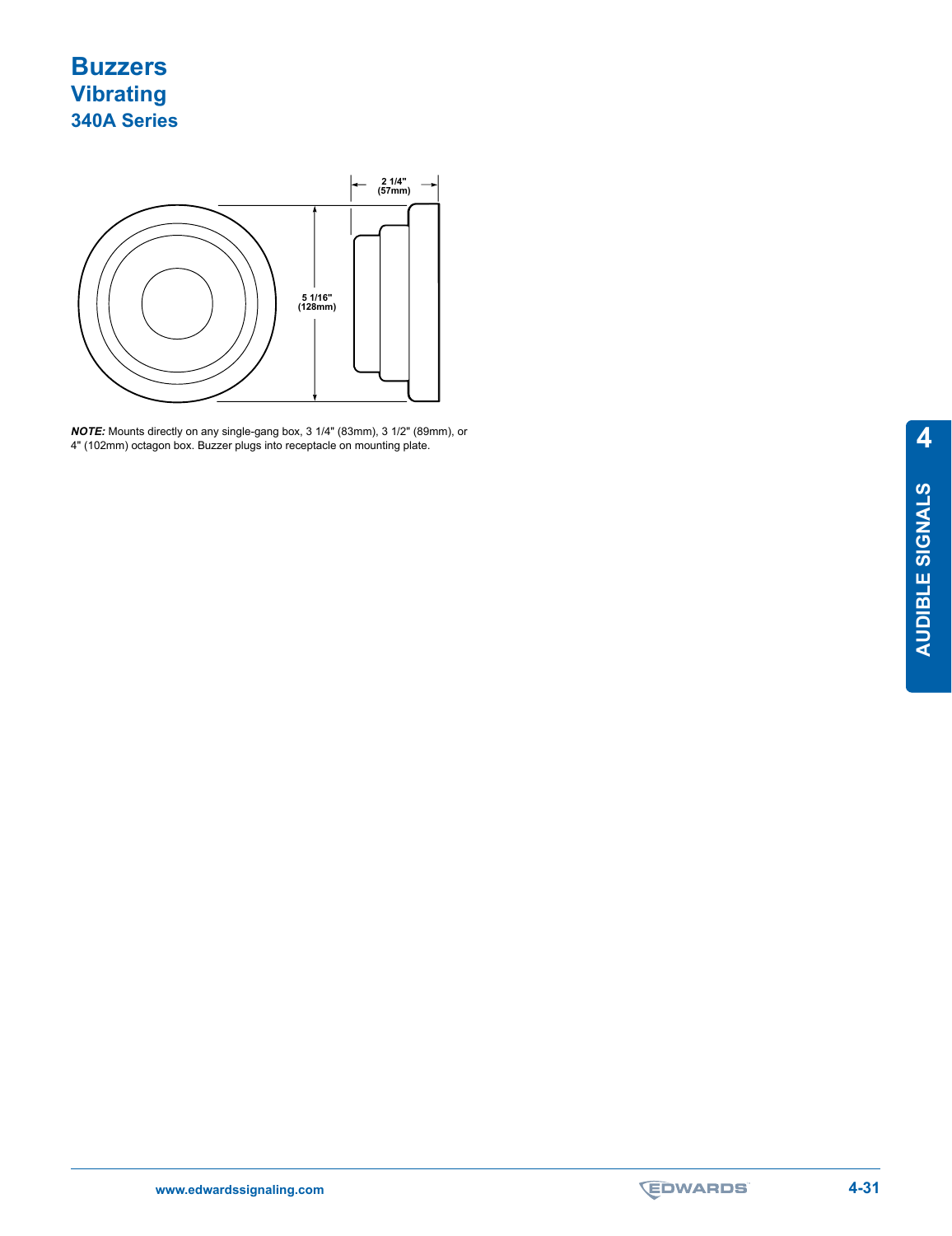# Buzzers

## Vibrating

### 340A Series

2 1/4"
(57mm)

5 1/16"
(128mm)

***NOTE:*** Mounts directly on any single-gang box, 3 1/4" (83mm), 3 1/2" (89mm), or 4" (102mm) octagon box. Buzzer plugs into receptacle on mounting plate.